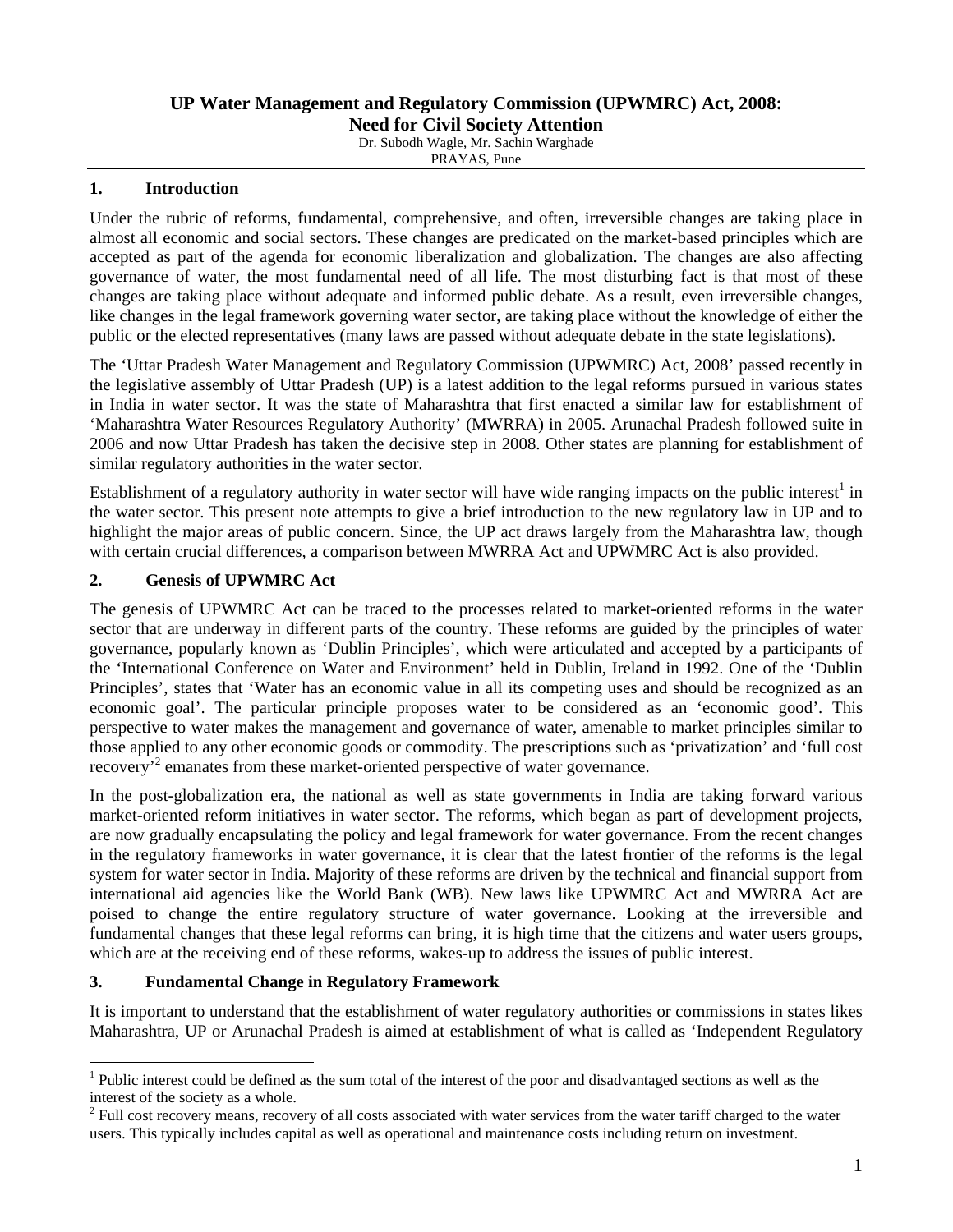# UP Water Management and Regulatory Commission (UPWMRC) Act, 2008: Need for Civil Society Attention

Dr. Subodh Wagle, Mr. Sachin Warghade
PRAYAS, Pune

## 1. Introduction

Under the rubric of reforms, fundamental, comprehensive, and often, irreversible changes are taking place in almost all economic and social sectors. These changes are predicated on the market-based principles which are accepted as part of the agenda for economic liberalization and globalization. The changes are also affecting governance of water, the most fundamental need of all life. The most disturbing fact is that most of these changes are taking place without adequate and informed public debate. As a result, even irreversible changes, like changes in the legal framework governing water sector, are taking place without the knowledge of either the public or the elected representatives (many laws are passed without adequate debate in the state legislations).

The 'Uttar Pradesh Water Management and Regulatory Commission (UPWMRC) Act, 2008' passed recently in the legislative assembly of Uttar Pradesh (UP) is a latest addition to the legal reforms pursued in various states in India in water sector. It was the state of Maharashtra that first enacted a similar law for establishment of 'Maharashtra Water Resources Regulatory Authority' (MWRRA) in 2005. Arunachal Pradesh followed suite in 2006 and now Uttar Pradesh has taken the decisive step in 2008. Other states are planning for establishment of similar regulatory authorities in the water sector.

Establishment of a regulatory authority in water sector will have wide ranging impacts on the public interest[1] in the water sector. This present note attempts to give a brief introduction to the new regulatory law in UP and to highlight the major areas of public concern. Since, the UP act draws largely from the Maharashtra law, though with certain crucial differences, a comparison between MWRRA Act and UPWMRC Act is also provided.

## 2. Genesis of UPWMRC Act

The genesis of UPWMRC Act can be traced to the processes related to market-oriented reforms in the water sector that are underway in different parts of the country. These reforms are guided by the principles of water governance, popularly known as 'Dublin Principles', which were articulated and accepted by a participants of the 'International Conference on Water and Environment' held in Dublin, Ireland in 1992. One of the 'Dublin Principles', states that 'Water has an economic value in all its competing uses and should be recognized as an economic goal'. The particular principle proposes water to be considered as an 'economic good'. This perspective to water makes the management and governance of water, amenable to market principles similar to those applied to any other economic goods or commodity. The prescriptions such as 'privatization' and 'full cost recovery'[2] emanates from these market-oriented perspective of water governance.

In the post-globalization era, the national as well as state governments in India are taking forward various market-oriented reform initiatives in water sector. The reforms, which began as part of development projects, are now gradually encapsulating the policy and legal framework for water governance. From the recent changes in the regulatory frameworks in water governance, it is clear that the latest frontier of the reforms is the legal system for water sector in India. Majority of these reforms are driven by the technical and financial support from international aid agencies like the World Bank (WB). New laws like UPWMRC Act and MWRRA Act are poised to change the entire regulatory structure of water governance. Looking at the irreversible and fundamental changes that these legal reforms can bring, it is high time that the citizens and water users groups, which are at the receiving end of these reforms, wakes-up to address the issues of public interest.

## 3. Fundamental Change in Regulatory Framework

It is important to understand that the establishment of water regulatory authorities or commissions in states likes Maharashtra, UP or Arunachal Pradesh is aimed at establishment of what is called as 'Independent Regulatory

---

[1] Public interest could be defined as the sum total of the interest of the poor and disadvantaged sections as well as the interest of the society as a whole.

[2] Full cost recovery means, recovery of all costs associated with water services from the water tariff charged to the water users. This typically includes capital as well as operational and maintenance costs including return on investment.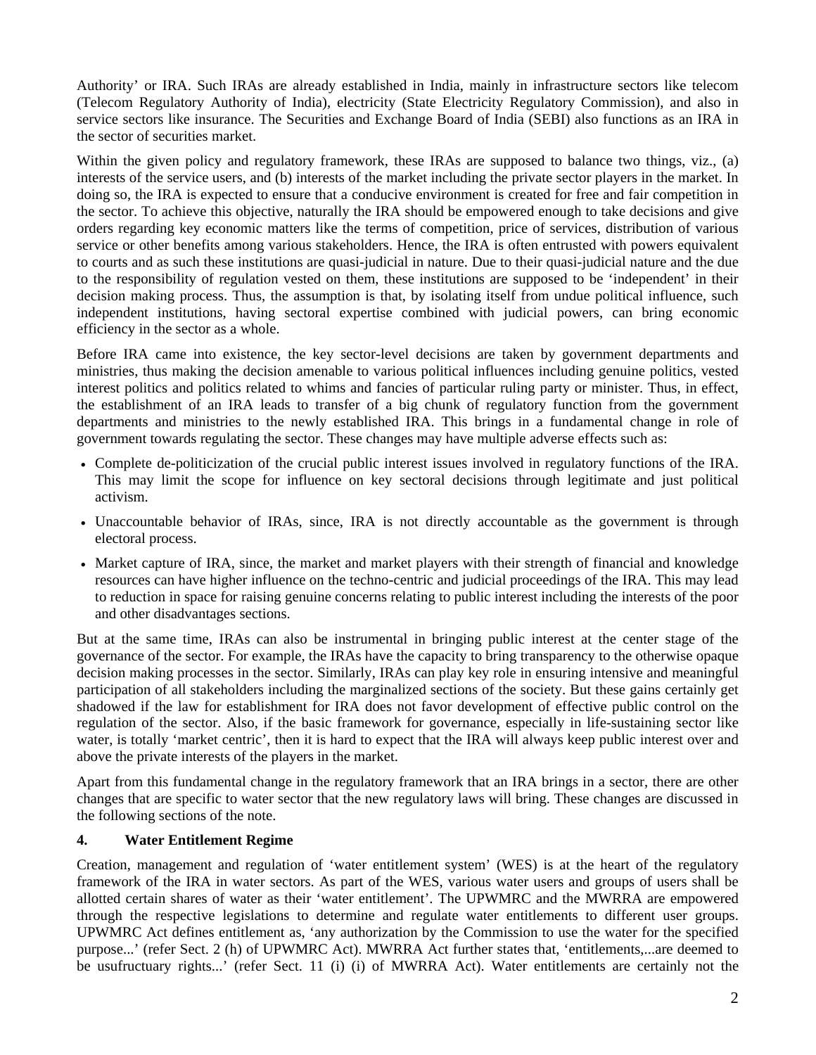Authority' or IRA. Such IRAs are already established in India, mainly in infrastructure sectors like telecom (Telecom Regulatory Authority of India), electricity (State Electricity Regulatory Commission), and also in service sectors like insurance. The Securities and Exchange Board of India (SEBI) also functions as an IRA in the sector of securities market.

Within the given policy and regulatory framework, these IRAs are supposed to balance two things, viz., (a) interests of the service users, and (b) interests of the market including the private sector players in the market. In doing so, the IRA is expected to ensure that a conducive environment is created for free and fair competition in the sector. To achieve this objective, naturally the IRA should be empowered enough to take decisions and give orders regarding key economic matters like the terms of competition, price of services, distribution of various service or other benefits among various stakeholders. Hence, the IRA is often entrusted with powers equivalent to courts and as such these institutions are quasi-judicial in nature. Due to their quasi-judicial nature and the due to the responsibility of regulation vested on them, these institutions are supposed to be 'independent' in their decision making process. Thus, the assumption is that, by isolating itself from undue political influence, such independent institutions, having sectoral expertise combined with judicial powers, can bring economic efficiency in the sector as a whole.

Before IRA came into existence, the key sector-level decisions are taken by government departments and ministries, thus making the decision amenable to various political influences including genuine politics, vested interest politics and politics related to whims and fancies of particular ruling party or minister. Thus, in effect, the establishment of an IRA leads to transfer of a big chunk of regulatory function from the government departments and ministries to the newly established IRA. This brings in a fundamental change in role of government towards regulating the sector. These changes may have multiple adverse effects such as:

- Complete de-politicization of the crucial public interest issues involved in regulatory functions of the IRA. This may limit the scope for influence on key sectoral decisions through legitimate and just political activism.
- Unaccountable behavior of IRAs, since, IRA is not directly accountable as the government is through electoral process.
- Market capture of IRA, since, the market and market players with their strength of financial and knowledge resources can have higher influence on the techno-centric and judicial proceedings of the IRA. This may lead to reduction in space for raising genuine concerns relating to public interest including the interests of the poor and other disadvantages sections.

But at the same time, IRAs can also be instrumental in bringing public interest at the center stage of the governance of the sector. For example, the IRAs have the capacity to bring transparency to the otherwise opaque decision making processes in the sector. Similarly, IRAs can play key role in ensuring intensive and meaningful participation of all stakeholders including the marginalized sections of the society. But these gains certainly get shadowed if the law for establishment for IRA does not favor development of effective public control on the regulation of the sector. Also, if the basic framework for governance, especially in life-sustaining sector like water, is totally 'market centric', then it is hard to expect that the IRA will always keep public interest over and above the private interests of the players in the market.

Apart from this fundamental change in the regulatory framework that an IRA brings in a sector, there are other changes that are specific to water sector that the new regulatory laws will bring. These changes are discussed in the following sections of the note.

## 4. Water Entitlement Regime

Creation, management and regulation of 'water entitlement system' (WES) is at the heart of the regulatory framework of the IRA in water sectors. As part of the WES, various water users and groups of users shall be allotted certain shares of water as their 'water entitlement'. The UPWMRC and the MWRRA are empowered through the respective legislations to determine and regulate water entitlements to different user groups. UPWMRC Act defines entitlement as, 'any authorization by the Commission to use the water for the specified purpose...' (refer Sect. 2 (h) of UPWMRC Act). MWRRA Act further states that, 'entitlements,...are deemed to be usufructuary rights...' (refer Sect. 11 (i) (i) of MWRRA Act). Water entitlements are certainly not the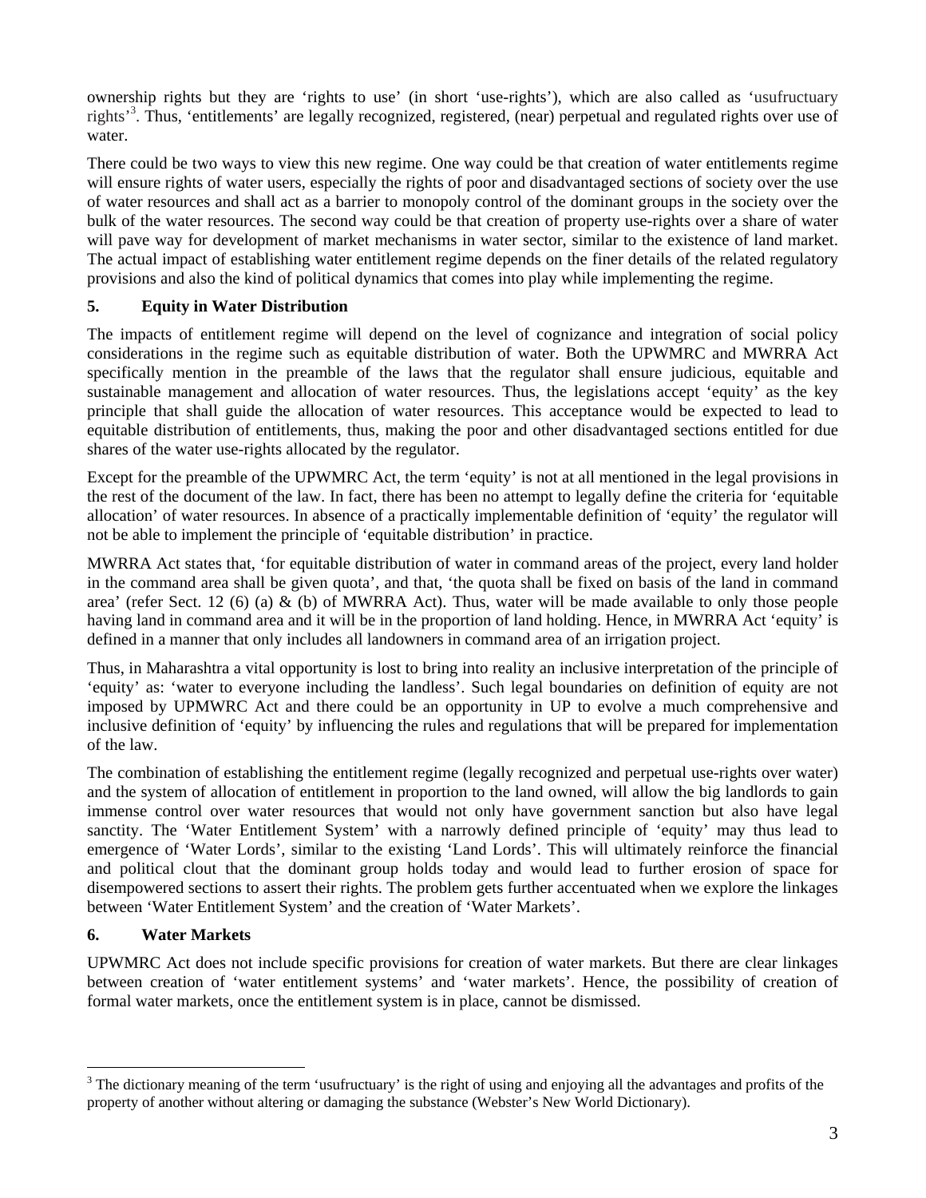ownership rights but they are 'rights to use' (in short 'use-rights'), which are also called as 'usufructuary rights'[3]. Thus, 'entitlements' are legally recognized, registered, (near) perpetual and regulated rights over use of water.

There could be two ways to view this new regime. One way could be that creation of water entitlements regime will ensure rights of water users, especially the rights of poor and disadvantaged sections of society over the use of water resources and shall act as a barrier to monopoly control of the dominant groups in the society over the bulk of the water resources. The second way could be that creation of property use-rights over a share of water will pave way for development of market mechanisms in water sector, similar to the existence of land market. The actual impact of establishing water entitlement regime depends on the finer details of the related regulatory provisions and also the kind of political dynamics that comes into play while implementing the regime.

## 5. Equity in Water Distribution

The impacts of entitlement regime will depend on the level of cognizance and integration of social policy considerations in the regime such as equitable distribution of water. Both the UPWMRC and MWRRA Act specifically mention in the preamble of the laws that the regulator shall ensure judicious, equitable and sustainable management and allocation of water resources. Thus, the legislations accept 'equity' as the key principle that shall guide the allocation of water resources. This acceptance would be expected to lead to equitable distribution of entitlements, thus, making the poor and other disadvantaged sections entitled for due shares of the water use-rights allocated by the regulator.

Except for the preamble of the UPWMRC Act, the term 'equity' is not at all mentioned in the legal provisions in the rest of the document of the law. In fact, there has been no attempt to legally define the criteria for 'equitable allocation' of water resources. In absence of a practically implementable definition of 'equity' the regulator will not be able to implement the principle of 'equitable distribution' in practice.

MWRRA Act states that, 'for equitable distribution of water in command areas of the project, every land holder in the command area shall be given quota', and that, 'the quota shall be fixed on basis of the land in command area' (refer Sect. 12 (6) (a) & (b) of MWRRA Act). Thus, water will be made available to only those people having land in command area and it will be in the proportion of land holding. Hence, in MWRRA Act 'equity' is defined in a manner that only includes all landowners in command area of an irrigation project.

Thus, in Maharashtra a vital opportunity is lost to bring into reality an inclusive interpretation of the principle of 'equity' as: 'water to everyone including the landless'. Such legal boundaries on definition of equity are not imposed by UPMWRC Act and there could be an opportunity in UP to evolve a much comprehensive and inclusive definition of 'equity' by influencing the rules and regulations that will be prepared for implementation of the law.

The combination of establishing the entitlement regime (legally recognized and perpetual use-rights over water) and the system of allocation of entitlement in proportion to the land owned, will allow the big landlords to gain immense control over water resources that would not only have government sanction but also have legal sanctity. The 'Water Entitlement System' with a narrowly defined principle of 'equity' may thus lead to emergence of 'Water Lords', similar to the existing 'Land Lords'. This will ultimately reinforce the financial and political clout that the dominant group holds today and would lead to further erosion of space for disempowered sections to assert their rights. The problem gets further accentuated when we explore the linkages between 'Water Entitlement System' and the creation of 'Water Markets'.

## 6. Water Markets

UPWMRC Act does not include specific provisions for creation of water markets. But there are clear linkages between creation of 'water entitlement systems' and 'water markets'. Hence, the possibility of creation of formal water markets, once the entitlement system is in place, cannot be dismissed.

---

[3] The dictionary meaning of the term 'usufructuary' is the right of using and enjoying all the advantages and profits of the property of another without altering or damaging the substance (Webster's New World Dictionary).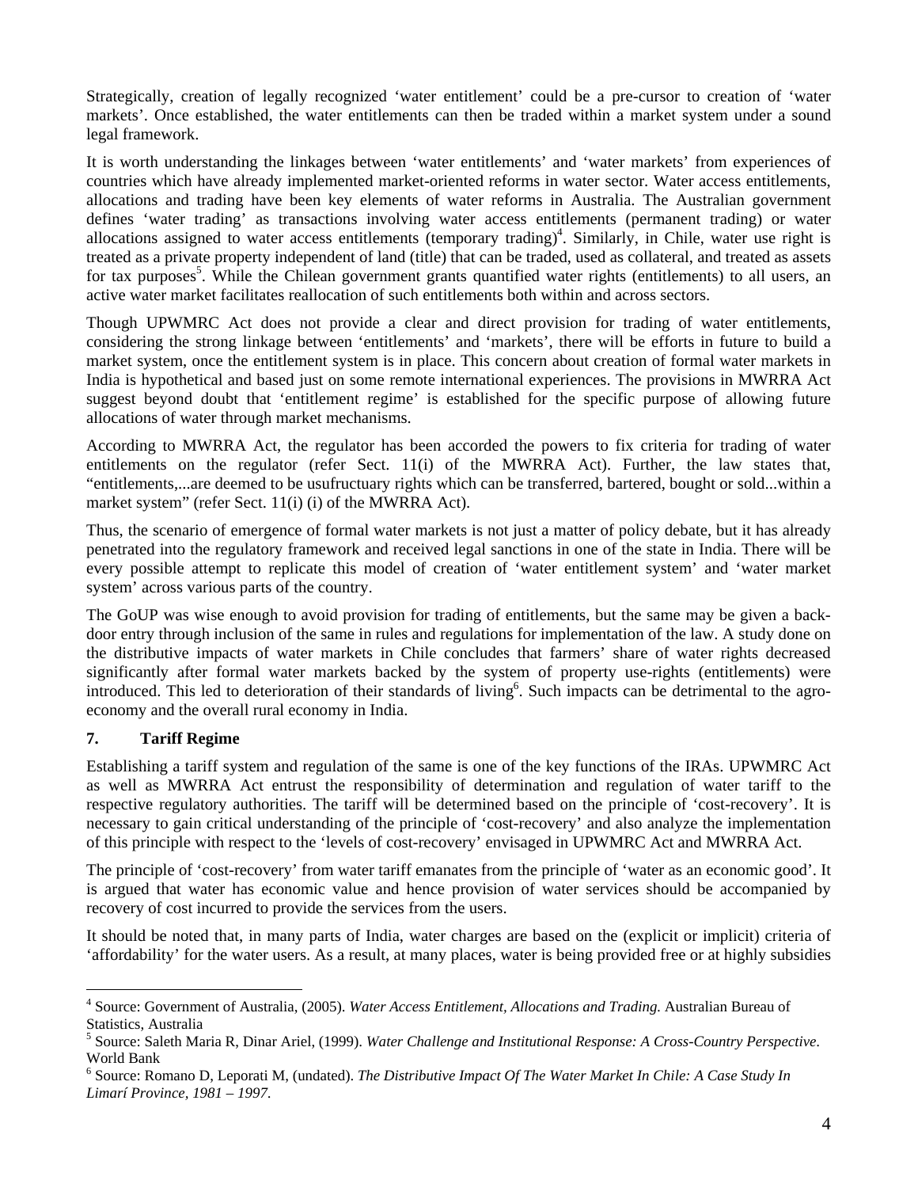Strategically, creation of legally recognized 'water entitlement' could be a pre-cursor to creation of 'water markets'. Once established, the water entitlements can then be traded within a market system under a sound legal framework.

It is worth understanding the linkages between 'water entitlements' and 'water markets' from experiences of countries which have already implemented market-oriented reforms in water sector. Water access entitlements, allocations and trading have been key elements of water reforms in Australia. The Australian government defines 'water trading' as transactions involving water access entitlements (permanent trading) or water allocations assigned to water access entitlements (temporary trading)[4]. Similarly, in Chile, water use right is treated as a private property independent of land (title) that can be traded, used as collateral, and treated as assets for tax purposes[5]. While the Chilean government grants quantified water rights (entitlements) to all users, an active water market facilitates reallocation of such entitlements both within and across sectors.

Though UPWMRC Act does not provide a clear and direct provision for trading of water entitlements, considering the strong linkage between 'entitlements' and 'markets', there will be efforts in future to build a market system, once the entitlement system is in place. This concern about creation of formal water markets in India is hypothetical and based just on some remote international experiences. The provisions in MWRRA Act suggest beyond doubt that 'entitlement regime' is established for the specific purpose of allowing future allocations of water through market mechanisms.

According to MWRRA Act, the regulator has been accorded the powers to fix criteria for trading of water entitlements on the regulator (refer Sect. 11(i) of the MWRRA Act). Further, the law states that, "entitlements,...are deemed to be usufructuary rights which can be transferred, bartered, bought or sold...within a market system" (refer Sect. 11(i) (i) of the MWRRA Act).

Thus, the scenario of emergence of formal water markets is not just a matter of policy debate, but it has already penetrated into the regulatory framework and received legal sanctions in one of the state in India. There will be every possible attempt to replicate this model of creation of 'water entitlement system' and 'water market system' across various parts of the country.

The GoUP was wise enough to avoid provision for trading of entitlements, but the same may be given a back-door entry through inclusion of the same in rules and regulations for implementation of the law. A study done on the distributive impacts of water markets in Chile concludes that farmers' share of water rights decreased significantly after formal water markets backed by the system of property use-rights (entitlements) were introduced. This led to deterioration of their standards of living[6]. Such impacts can be detrimental to the agro-economy and the overall rural economy in India.

## 7. Tariff Regime

Establishing a tariff system and regulation of the same is one of the key functions of the IRAs. UPWMRC Act as well as MWRRA Act entrust the responsibility of determination and regulation of water tariff to the respective regulatory authorities. The tariff will be determined based on the principle of 'cost-recovery'. It is necessary to gain critical understanding of the principle of 'cost-recovery' and also analyze the implementation of this principle with respect to the 'levels of cost-recovery' envisaged in UPWMRC Act and MWRRA Act.

The principle of 'cost-recovery' from water tariff emanates from the principle of 'water as an economic good'. It is argued that water has economic value and hence provision of water services should be accompanied by recovery of cost incurred to provide the services from the users.

It should be noted that, in many parts of India, water charges are based on the (explicit or implicit) criteria of 'affordability' for the water users. As a result, at many places, water is being provided free or at highly subsidies

---

[4] Source: Government of Australia, (2005). *Water Access Entitlement, Allocations and Trading.* Australian Bureau of Statistics, Australia

[5] Source: Saleth Maria R, Dinar Ariel, (1999). *Water Challenge and Institutional Response: A Cross-Country Perspective*. World Bank

[6] Source: Romano D, Leporati M, (undated). *The Distributive Impact Of The Water Market In Chile: A Case Study In Limarí Province, 1981 – 1997.*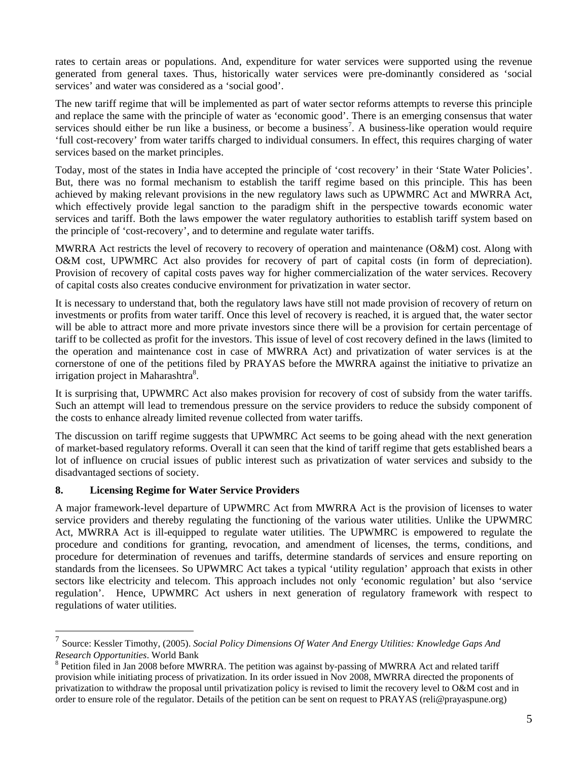rates to certain areas or populations. And, expenditure for water services were supported using the revenue generated from general taxes. Thus, historically water services were pre-dominantly considered as 'social services' and water was considered as a 'social good'.

The new tariff regime that will be implemented as part of water sector reforms attempts to reverse this principle and replace the same with the principle of water as 'economic good'. There is an emerging consensus that water services should either be run like a business, or become a business[7]. A business-like operation would require 'full cost-recovery' from water tariffs charged to individual consumers. In effect, this requires charging of water services based on the market principles.

Today, most of the states in India have accepted the principle of 'cost recovery' in their 'State Water Policies'. But, there was no formal mechanism to establish the tariff regime based on this principle. This has been achieved by making relevant provisions in the new regulatory laws such as UPWMRC Act and MWRRA Act, which effectively provide legal sanction to the paradigm shift in the perspective towards economic water services and tariff. Both the laws empower the water regulatory authorities to establish tariff system based on the principle of 'cost-recovery', and to determine and regulate water tariffs.

MWRRA Act restricts the level of recovery to recovery of operation and maintenance (O&M) cost. Along with O&M cost, UPWMRC Act also provides for recovery of part of capital costs (in form of depreciation). Provision of recovery of capital costs paves way for higher commercialization of the water services. Recovery of capital costs also creates conducive environment for privatization in water sector.

It is necessary to understand that, both the regulatory laws have still not made provision of recovery of return on investments or profits from water tariff. Once this level of recovery is reached, it is argued that, the water sector will be able to attract more and more private investors since there will be a provision for certain percentage of tariff to be collected as profit for the investors. This issue of level of cost recovery defined in the laws (limited to the operation and maintenance cost in case of MWRRA Act) and privatization of water services is at the cornerstone of one of the petitions filed by PRAYAS before the MWRRA against the initiative to privatize an irrigation project in Maharashtra[8].

It is surprising that, UPWMRC Act also makes provision for recovery of cost of subsidy from the water tariffs. Such an attempt will lead to tremendous pressure on the service providers to reduce the subsidy component of the costs to enhance already limited revenue collected from water tariffs.

The discussion on tariff regime suggests that UPWMRC Act seems to be going ahead with the next generation of market-based regulatory reforms. Overall it can seen that the kind of tariff regime that gets established bears a lot of influence on crucial issues of public interest such as privatization of water services and subsidy to the disadvantaged sections of society.

## 8. Licensing Regime for Water Service Providers

A major framework-level departure of UPWMRC Act from MWRRA Act is the provision of licenses to water service providers and thereby regulating the functioning of the various water utilities. Unlike the UPWMRC Act, MWRRA Act is ill-equipped to regulate water utilities. The UPWMRC is empowered to regulate the procedure and conditions for granting, revocation, and amendment of licenses, the terms, conditions, and procedure for determination of revenues and tariffs, determine standards of services and ensure reporting on standards from the licensees. So UPWMRC Act takes a typical 'utility regulation' approach that exists in other sectors like electricity and telecom. This approach includes not only 'economic regulation' but also 'service regulation'. Hence, UPWMRC Act ushers in next generation of regulatory framework with respect to regulations of water utilities.

---

[7] Source: Kessler Timothy, (2005). *Social Policy Dimensions Of Water And Energy Utilities: Knowledge Gaps And Research Opportunities*. World Bank

[8] Petition filed in Jan 2008 before MWRRA. The petition was against by-passing of MWRRA Act and related tariff provision while initiating process of privatization. In its order issued in Nov 2008, MWRRA directed the proponents of privatization to withdraw the proposal until privatization policy is revised to limit the recovery level to O&M cost and in order to ensure role of the regulator. Details of the petition can be sent on request to PRAYAS (reli@prayaspune.org)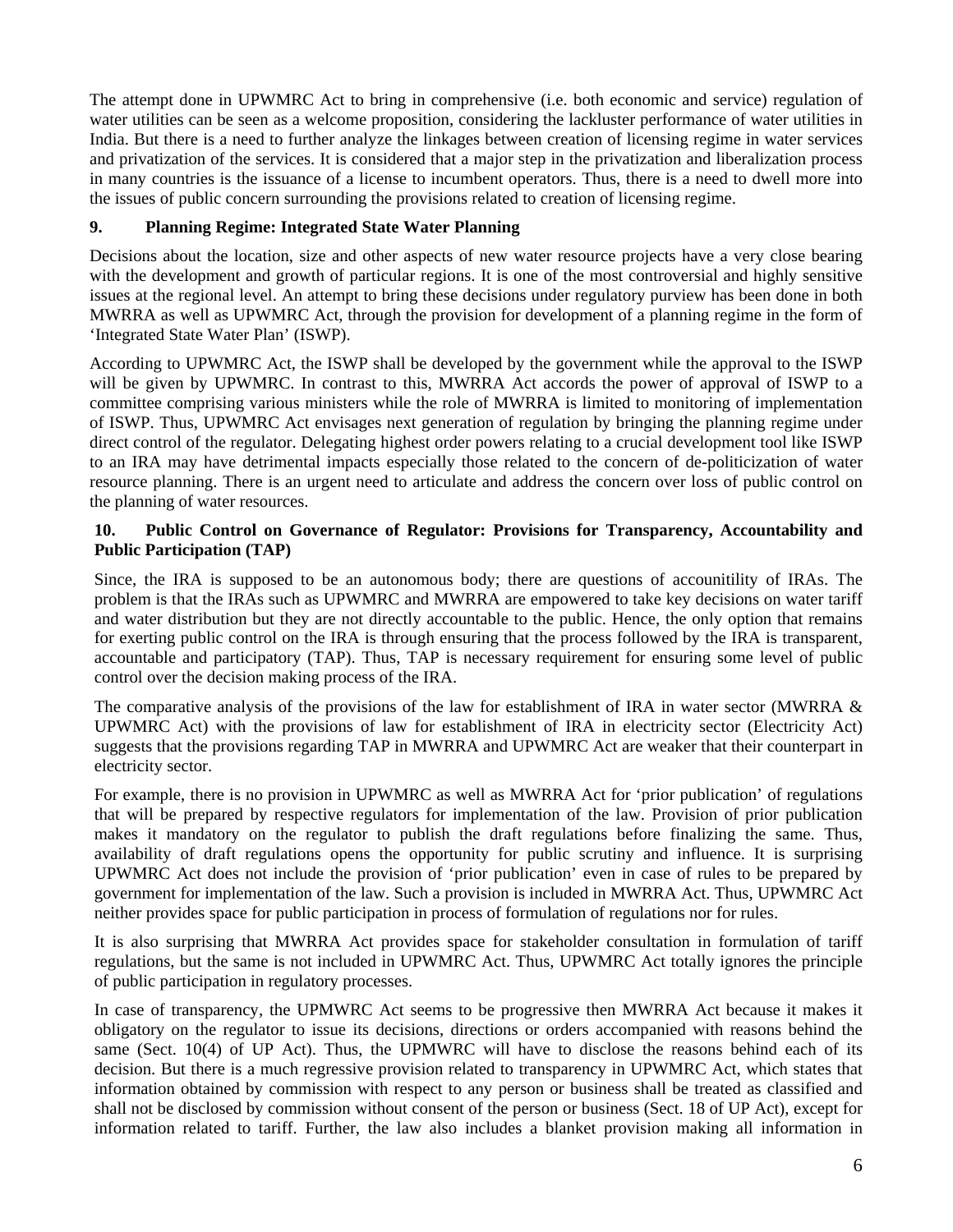The attempt done in UPWMRC Act to bring in comprehensive (i.e. both economic and service) regulation of water utilities can be seen as a welcome proposition, considering the lackluster performance of water utilities in India. But there is a need to further analyze the linkages between creation of licensing regime in water services and privatization of the services. It is considered that a major step in the privatization and liberalization process in many countries is the issuance of a license to incumbent operators. Thus, there is a need to dwell more into the issues of public concern surrounding the provisions related to creation of licensing regime.

### 9. Planning Regime: Integrated State Water Planning

Decisions about the location, size and other aspects of new water resource projects have a very close bearing with the development and growth of particular regions. It is one of the most controversial and highly sensitive issues at the regional level. An attempt to bring these decisions under regulatory purview has been done in both MWRRA as well as UPWMRC Act, through the provision for development of a planning regime in the form of 'Integrated State Water Plan' (ISWP).

According to UPWMRC Act, the ISWP shall be developed by the government while the approval to the ISWP will be given by UPWMRC. In contrast to this, MWRRA Act accords the power of approval of ISWP to a committee comprising various ministers while the role of MWRRA is limited to monitoring of implementation of ISWP. Thus, UPWMRC Act envisages next generation of regulation by bringing the planning regime under direct control of the regulator. Delegating highest order powers relating to a crucial development tool like ISWP to an IRA may have detrimental impacts especially those related to the concern of de-politicization of water resource planning. There is an urgent need to articulate and address the concern over loss of public control on the planning of water resources.

### 10. Public Control on Governance of Regulator: Provisions for Transparency, Accountability and Public Participation (TAP)

Since, the IRA is supposed to be an autonomous body; there are questions of accounitility of IRAs. The problem is that the IRAs such as UPWMRC and MWRRA are empowered to take key decisions on water tariff and water distribution but they are not directly accountable to the public. Hence, the only option that remains for exerting public control on the IRA is through ensuring that the process followed by the IRA is transparent, accountable and participatory (TAP). Thus, TAP is necessary requirement for ensuring some level of public control over the decision making process of the IRA.

The comparative analysis of the provisions of the law for establishment of IRA in water sector (MWRRA & UPWMRC Act) with the provisions of law for establishment of IRA in electricity sector (Electricity Act) suggests that the provisions regarding TAP in MWRRA and UPWMRC Act are weaker that their counterpart in electricity sector.

For example, there is no provision in UPWMRC as well as MWRRA Act for 'prior publication' of regulations that will be prepared by respective regulators for implementation of the law. Provision of prior publication makes it mandatory on the regulator to publish the draft regulations before finalizing the same. Thus, availability of draft regulations opens the opportunity for public scrutiny and influence. It is surprising UPWMRC Act does not include the provision of 'prior publication' even in case of rules to be prepared by government for implementation of the law. Such a provision is included in MWRRA Act. Thus, UPWMRC Act neither provides space for public participation in process of formulation of regulations nor for rules.

It is also surprising that MWRRA Act provides space for stakeholder consultation in formulation of tariff regulations, but the same is not included in UPWMRC Act. Thus, UPWMRC Act totally ignores the principle of public participation in regulatory processes.

In case of transparency, the UPMWRC Act seems to be progressive then MWRRA Act because it makes it obligatory on the regulator to issue its decisions, directions or orders accompanied with reasons behind the same (Sect. 10(4) of UP Act). Thus, the UPMWRC will have to disclose the reasons behind each of its decision. But there is a much regressive provision related to transparency in UPWMRC Act, which states that information obtained by commission with respect to any person or business shall be treated as classified and shall not be disclosed by commission without consent of the person or business (Sect. 18 of UP Act), except for information related to tariff. Further, the law also includes a blanket provision making all information in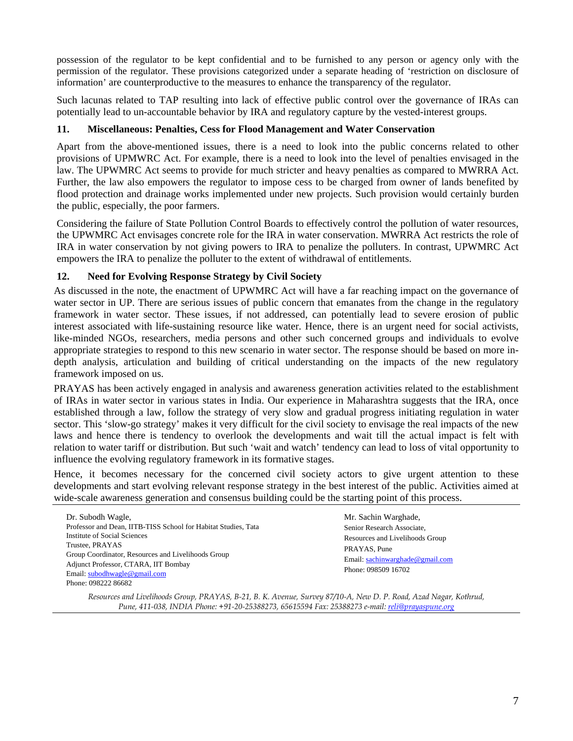possession of the regulator to be kept confidential and to be furnished to any person or agency only with the permission of the regulator. These provisions categorized under a separate heading of 'restriction on disclosure of information' are counterproductive to the measures to enhance the transparency of the regulator.

Such lacunas related to TAP resulting into lack of effective public control over the governance of IRAs can potentially lead to un-accountable behavior by IRA and regulatory capture by the vested-interest groups.

### 11. Miscellaneous: Penalties, Cess for Flood Management and Water Conservation

Apart from the above-mentioned issues, there is a need to look into the public concerns related to other provisions of UPMWRC Act. For example, there is a need to look into the level of penalties envisaged in the law. The UPWMRC Act seems to provide for much stricter and heavy penalties as compared to MWRRA Act. Further, the law also empowers the regulator to impose cess to be charged from owner of lands benefited by flood protection and drainage works implemented under new projects. Such provision would certainly burden the public, especially, the poor farmers.

Considering the failure of State Pollution Control Boards to effectively control the pollution of water resources, the UPWMRC Act envisages concrete role for the IRA in water conservation. MWRRA Act restricts the role of IRA in water conservation by not giving powers to IRA to penalize the polluters. In contrast, UPWMRC Act empowers the IRA to penalize the polluter to the extent of withdrawal of entitlements.

### 12. Need for Evolving Response Strategy by Civil Society

As discussed in the note, the enactment of UPWMRC Act will have a far reaching impact on the governance of water sector in UP. There are serious issues of public concern that emanates from the change in the regulatory framework in water sector. These issues, if not addressed, can potentially lead to severe erosion of public interest associated with life-sustaining resource like water. Hence, there is an urgent need for social activists, like-minded NGOs, researchers, media persons and other such concerned groups and individuals to evolve appropriate strategies to respond to this new scenario in water sector. The response should be based on more in-depth analysis, articulation and building of critical understanding on the impacts of the new regulatory framework imposed on us.

PRAYAS has been actively engaged in analysis and awareness generation activities related to the establishment of IRAs in water sector in various states in India. Our experience in Maharashtra suggests that the IRA, once established through a law, follow the strategy of very slow and gradual progress initiating regulation in water sector. This 'slow-go strategy' makes it very difficult for the civil society to envisage the real impacts of the new laws and hence there is tendency to overlook the developments and wait till the actual impact is felt with relation to water tariff or distribution. But such 'wait and watch' tendency can lead to loss of vital opportunity to influence the evolving regulatory framework in its formative stages.

Hence, it becomes necessary for the concerned civil society actors to give urgent attention to these developments and start evolving relevant response strategy in the best interest of the public. Activities aimed at wide-scale awareness generation and consensus building could be the starting point of this process.

---

Dr. Subodh Wagle,
Professor and Dean, IITB-TISS School for Habitat Studies, Tata Institute of Social Sciences
Trustee, PRAYAS
Group Coordinator, Resources and Livelihoods Group
Adjunct Professor, CTARA, IIT Bombay
Email: subodhwagle@gmail.com
Phone: 098222 86682

Mr. Sachin Warghade,
Senior Research Associate,
Resources and Livelihoods Group
PRAYAS, Pune
Email: sachinwarghade@gmail.com
Phone: 098509 16702

*Resources and Livelihoods Group, PRAYAS, B-21, B. K. Avenue, Survey 87/10-A, New D. P. Road, Azad Nagar, Kothrud, Pune, 411-038, INDIA Phone: +91-20-25388273, 65615594 Fax: 25388273 e-mail: reli@prayaspune.org*

---